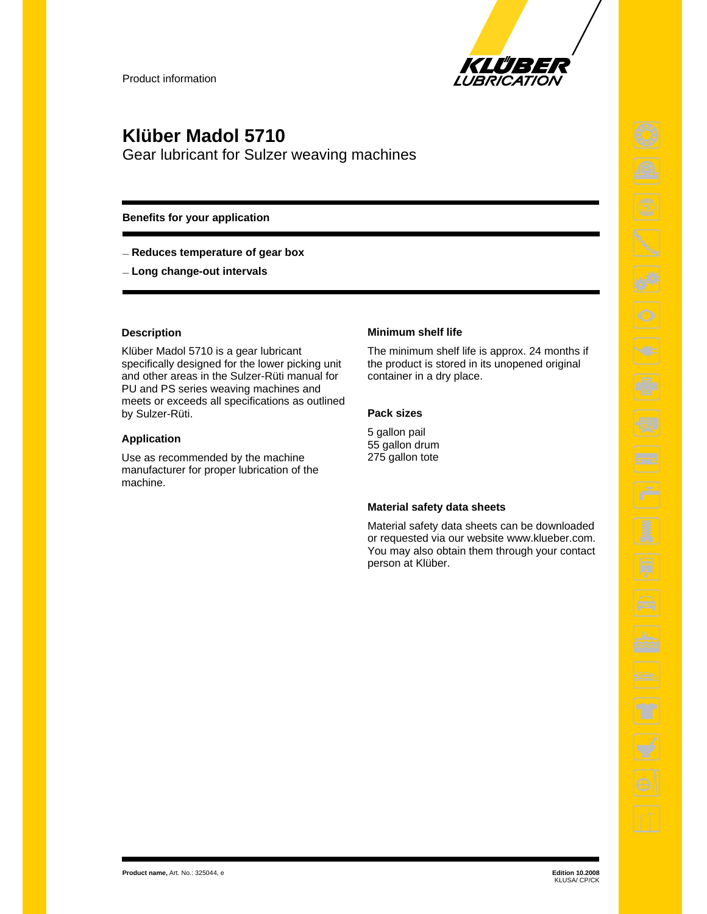Product information

# Klüber Madol 5710

Gear lubricant for Sulzer weaving machines

**Benefits for your application**

- **Reduces temperature of gear box**
- **Long change-out intervals**

## Description

Klüber Madol 5710 is a gear lubricant specifically designed for the lower picking unit and other areas in the Sulzer-Rüti manual for PU and PS series weaving machines and meets or exceeds all specifications as outlined by Sulzer-Rüti.

## Application

Use as recommended by the machine manufacturer for proper lubrication of the machine.

## Minimum shelf life

The minimum shelf life is approx. 24 months if the product is stored in its unopened original container in a dry place.

## Pack sizes

5 gallon pail
55 gallon drum
275 gallon tote

## Material safety data sheets

Material safety data sheets can be downloaded or requested via our website www.klueber.com. You may also obtain them through your contact person at Klüber.

**Product name,** Art. No.: 325044, e

**Edition 10.2008**
KLUSA/ CP/CK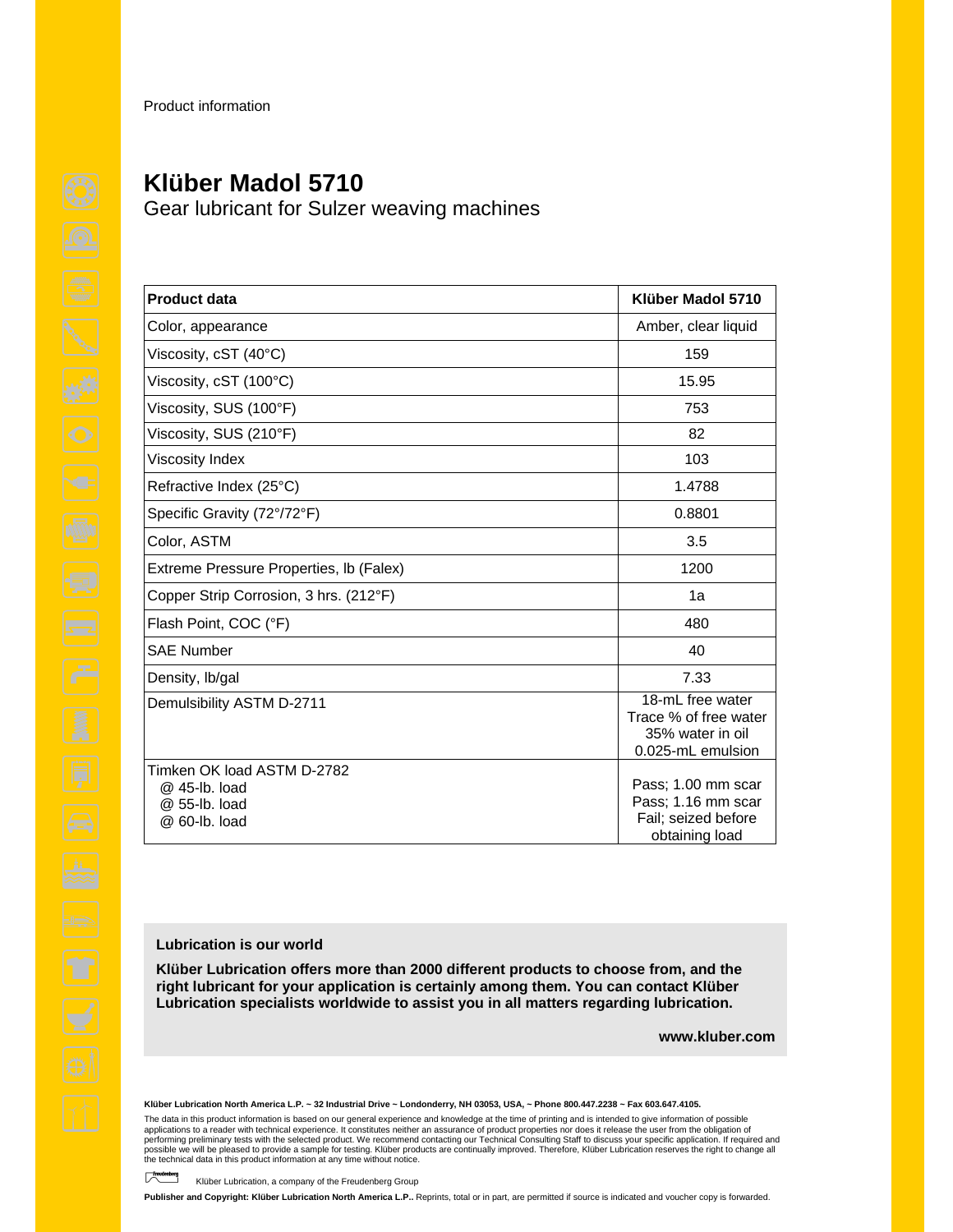Product information

# Klüber Madol 5710

## Gear lubricant for Sulzer weaving machines

| Product data | Klüber Madol 5710 |
| --- | --- |
| Color, appearance | Amber, clear liquid |
| Viscosity, cST (40°C) | 159 |
| Viscosity, cST (100°C) | 15.95 |
| Viscosity, SUS (100°F) | 753 |
| Viscosity, SUS (210°F) | 82 |
| Viscosity Index | 103 |
| Refractive Index (25°C) | 1.4788 |
| Specific Gravity (72°/72°F) | 0.8801 |
| Color, ASTM | 3.5 |
| Extreme Pressure Properties, lb (Falex) | 1200 |
| Copper Strip Corrosion, 3 hrs. (212°F) | 1a |
| Flash Point, COC (°F) | 480 |
| SAE Number | 40 |
| Density, lb/gal | 7.33 |
| Demulsibility ASTM D-2711 | 18-mL free water<br>Trace % of free water<br>35% water in oil<br>0.025-mL emulsion |
| Timken OK load ASTM D-2782<br>@ 45-lb. load<br>@ 55-lb. load<br>@ 60-lb. load | <br>Pass; 1.00 mm scar<br>Pass; 1.16 mm scar<br>Fail; seized before obtaining load |

**Lubrication is our world**

**Klüber Lubrication offers more than 2000 different products to choose from, and the right lubricant for your application is certainly among them. You can contact Klüber Lubrication specialists worldwide to assist you in all matters regarding lubrication.**

**www.kluber.com**

**Klüber Lubrication North America L.P. ~ 32 Industrial Drive ~ Londonderry, NH 03053, USA, ~ Phone 800.447.2238 ~ Fax 603.647.4105.**

The data in this product information is based on our general experience and knowledge at the time of printing and is intended to give information of possible applications to a reader with technical experience. It constitutes neither an assurance of product properties nor does it release the user from the obligation of performing preliminary tests with the selected product. We recommend contacting our Technical Consulting Staff to discuss your specific application. If required and possible we will be pleased to provide a sample for testing. Klüber products are continually improved. Therefore, Klüber Lubrication reserves the right to change all the technical data in this product information at any time without notice.

Klüber Lubrication, a company of the Freudenberg Group

**Publisher and Copyright: Klüber Lubrication North America L.P..** Reprints, total or in part, are permitted if source is indicated and voucher copy is forwarded.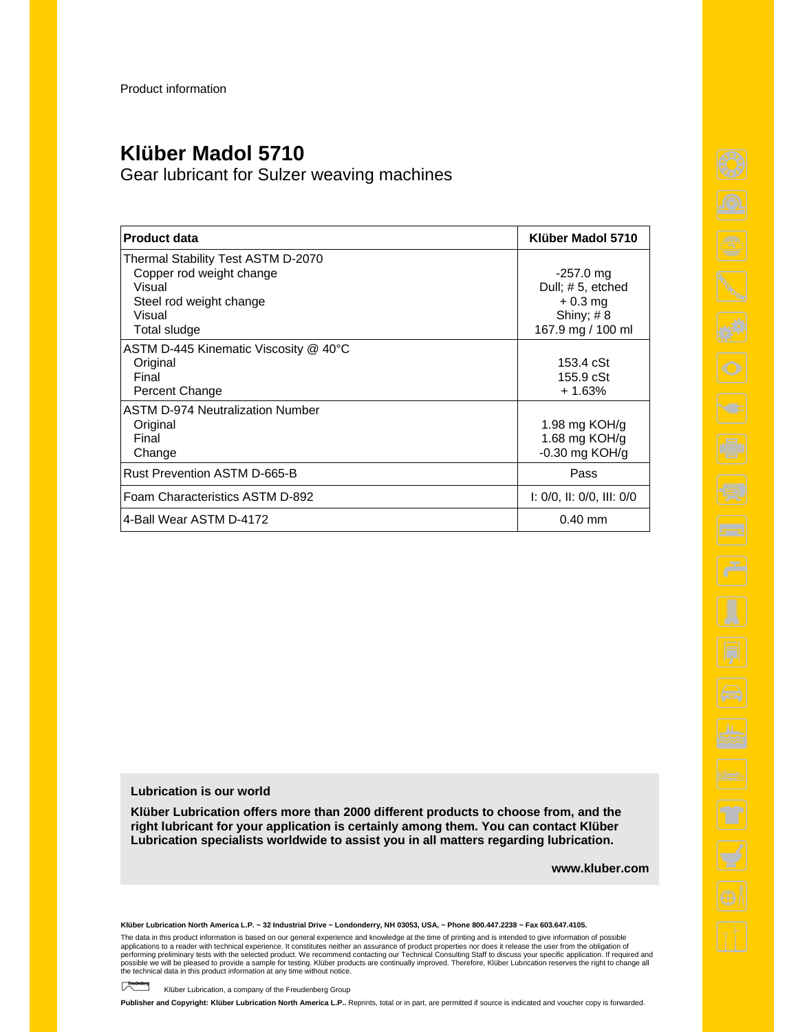Product information

# Klüber Madol 5710

Gear lubricant for Sulzer weaving machines

| Product data | Klüber Madol 5710 |
|---|---|
| Thermal Stability Test ASTM D-2070<br>Copper rod weight change<br>Visual<br>Steel rod weight change<br>Visual<br>Total sludge | <br>-257.0 mg<br>Dull; # 5, etched<br>+ 0.3 mg<br>Shiny; # 8<br>167.9 mg / 100 ml |
| ASTM D-445 Kinematic Viscosity @ 40°C<br>Original<br>Final<br>Percent Change | <br>153.4 cSt<br>155.9 cSt<br>+ 1.63% |
| ASTM D-974 Neutralization Number<br>Original<br>Final<br>Change | <br>1.98 mg KOH/g<br>1.68 mg KOH/g<br>-0.30 mg KOH/g |
| Rust Prevention ASTM D-665-B | Pass |
| Foam Characteristics ASTM D-892 | I: 0/0, II: 0/0, III: 0/0 |
| 4-Ball Wear ASTM D-4172 | 0.40 mm |

**Lubrication is our world**

**Klüber Lubrication offers more than 2000 different products to choose from, and the right lubricant for your application is certainly among them. You can contact Klüber Lubrication specialists worldwide to assist you in all matters regarding lubrication.**

**www.kluber.com**

**Klüber Lubrication North America L.P. ~ 32 Industrial Drive ~ Londonderry, NH 03053, USA, ~ Phone 800.447.2238 ~ Fax 603.647.4105.**

The data in this product information is based on our general experience and knowledge at the time of printing and is intended to give information of possible applications to a reader with technical experience. It constitutes neither an assurance of product properties nor does it release the user from the obligation of performing preliminary tests with the selected product. We recommend contacting our Technical Consulting Staff to discuss your specific application. If required and possible we will be pleased to provide a sample for testing. Klüber products are continually improved. Therefore, Klüber Lubrication reserves the right to change all the technical data in this product information at any time without notice.

Klüber Lubrication, a company of the Freudenberg Group

**Publisher and Copyright: Klüber Lubrication North America L.P..** Reprints, total or in part, are permitted if source is indicated and voucher copy is forwarded.